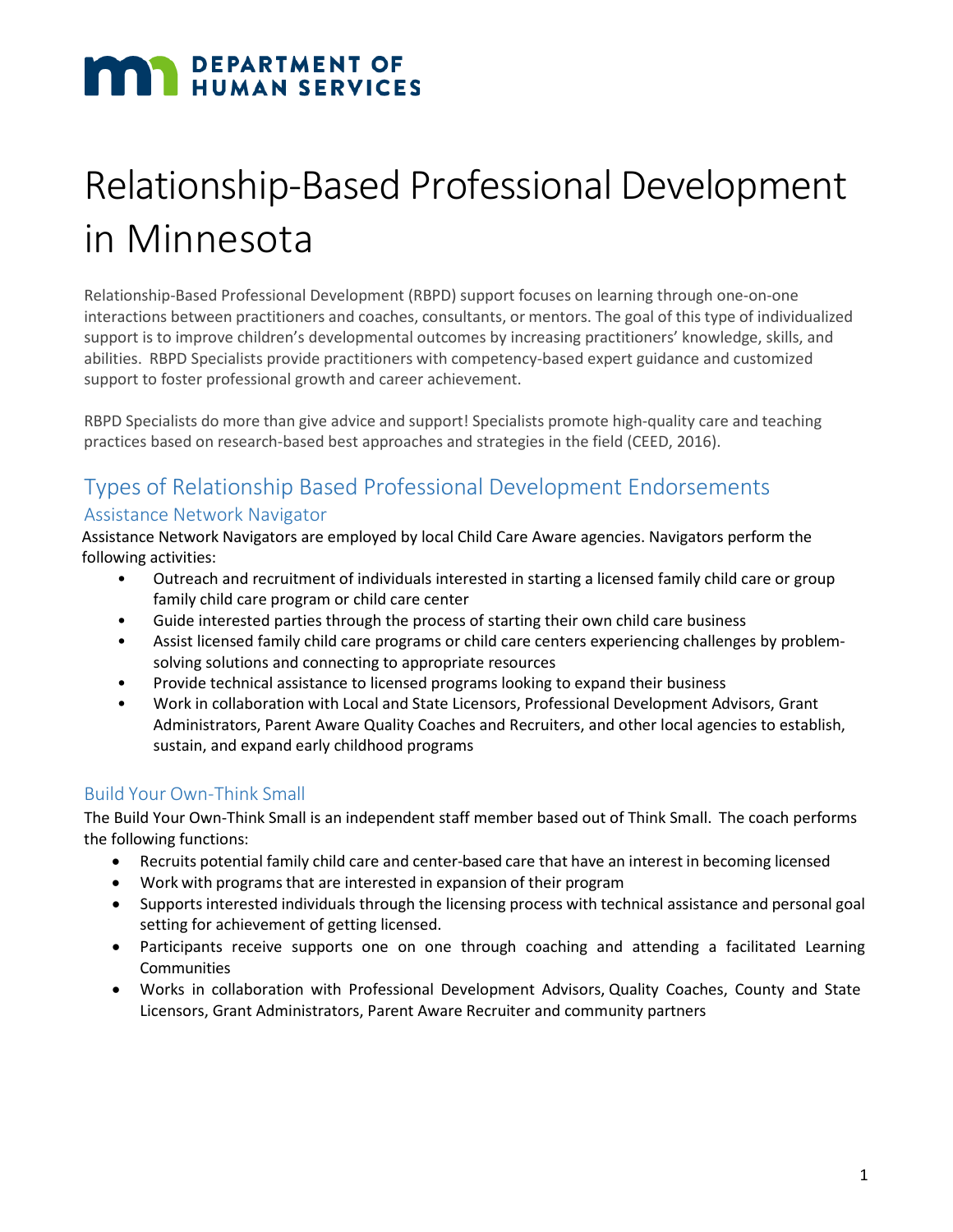**DEPARTMENT OF HUMAN SERVICES**

# Relationship-Based Professional Development in Minnesota

Relationship-Based Professional Development (RBPD) support focuses on learning through one-on-one interactions between practitioners and coaches, consultants, or mentors. The goal of this type of individualized support is to improve children's developmental outcomes by increasing practitioners' knowledge, skills, and abilities. RBPD Specialists provide practitioners with competency-based expert guidance and customized support to foster professional growth and career achievement.

RBPD Specialists do more than give advice and support! Specialists promote high-quality care and teaching practices based on research-based best approaches and strategies in the field (CEED, 2016).

## Types of Relationship Based Professional Development Endorsements

### Assistance Network Navigator

Assistance Network Navigators are employed by local Child Care Aware agencies. Navigators perform the following activities:

- Outreach and recruitment of individuals interested in starting a licensed family child care or group family child care program or child care center
- Guide interested parties through the process of starting their own child care business
- Assist licensed family child care programs or child care centers experiencing challenges by problem-solving solutions and connecting to appropriate resources
- Provide technical assistance to licensed programs looking to expand their business
- Work in collaboration with Local and State Licensors, Professional Development Advisors, Grant Administrators, Parent Aware Quality Coaches and Recruiters, and other local agencies to establish, sustain, and expand early childhood programs

### Build Your Own-Think Small

The Build Your Own-Think Small is an independent staff member based out of Think Small. The coach performs the following functions:

- Recruits potential family child care and center-based care that have an interest in becoming licensed
- Work with programs that are interested in expansion of their program
- Supports interested individuals through the licensing process with technical assistance and personal goal setting for achievement of getting licensed.
- Participants receive supports one on one through coaching and attending a facilitated Learning Communities
- Works in collaboration with Professional Development Advisors, Quality Coaches, County and State Licensors, Grant Administrators, Parent Aware Recruiter and community partners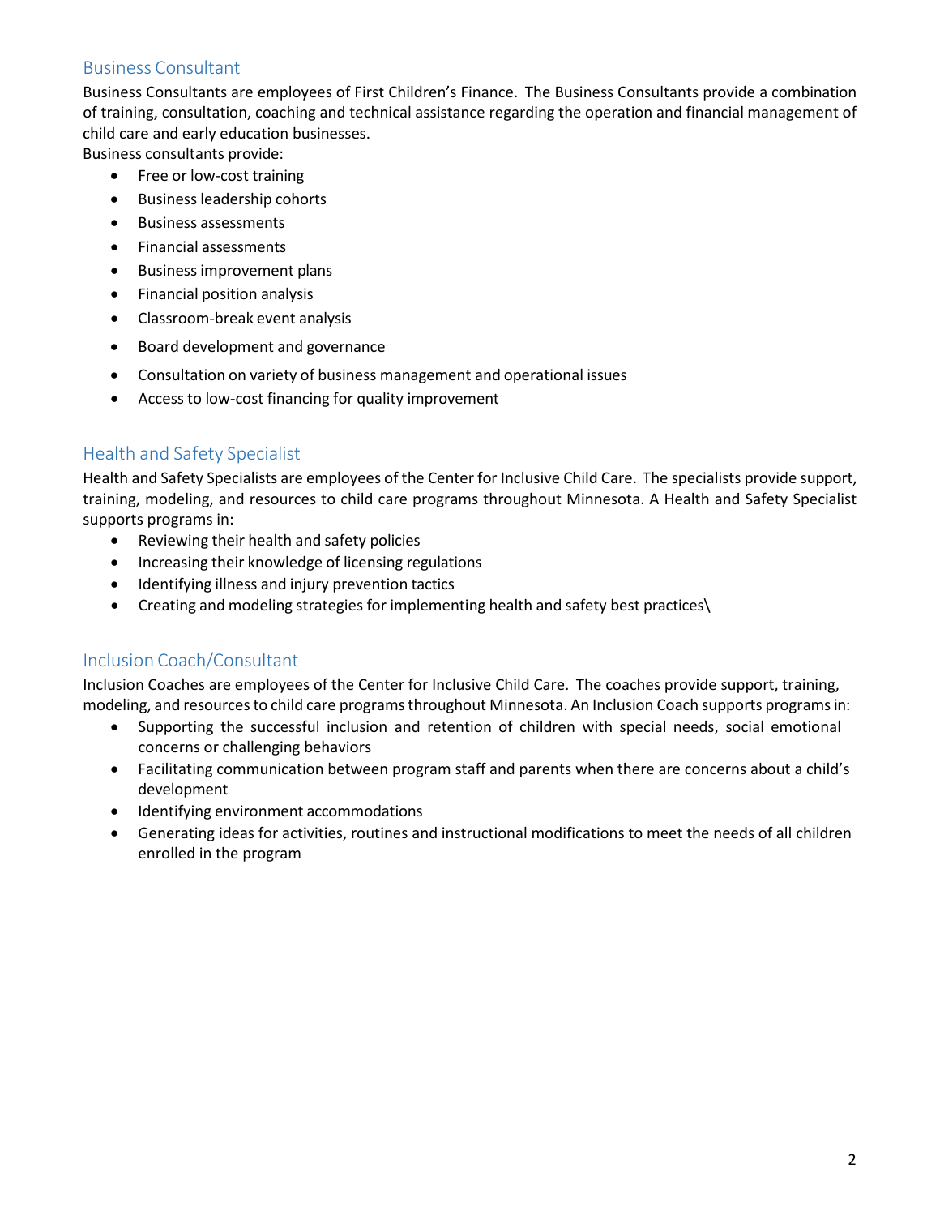## Business Consultant

Business Consultants are employees of First Children's Finance. The Business Consultants provide a combination of training, consultation, coaching and technical assistance regarding the operation and financial management of child care and early education businesses.

Business consultants provide:

- Free or low-cost training
- Business leadership cohorts
- Business assessments
- Financial assessments
- Business improvement plans
- Financial position analysis
- Classroom-break event analysis
- Board development and governance
- Consultation on variety of business management and operational issues
- Access to low-cost financing for quality improvement

## Health and Safety Specialist

Health and Safety Specialists are employees of the Center for Inclusive Child Care. The specialists provide support, training, modeling, and resources to child care programs throughout Minnesota. A Health and Safety Specialist supports programs in:

- Reviewing their health and safety policies
- Increasing their knowledge of licensing regulations
- Identifying illness and injury prevention tactics
- Creating and modeling strategies for implementing health and safety best practices\

## Inclusion Coach/Consultant

Inclusion Coaches are employees of the Center for Inclusive Child Care. The coaches provide support, training, modeling, and resources to child care programs throughout Minnesota. An Inclusion Coach supports programs in:

- Supporting the successful inclusion and retention of children with special needs, social emotional concerns or challenging behaviors
- Facilitating communication between program staff and parents when there are concerns about a child's development
- Identifying environment accommodations
- Generating ideas for activities, routines and instructional modifications to meet the needs of all children enrolled in the program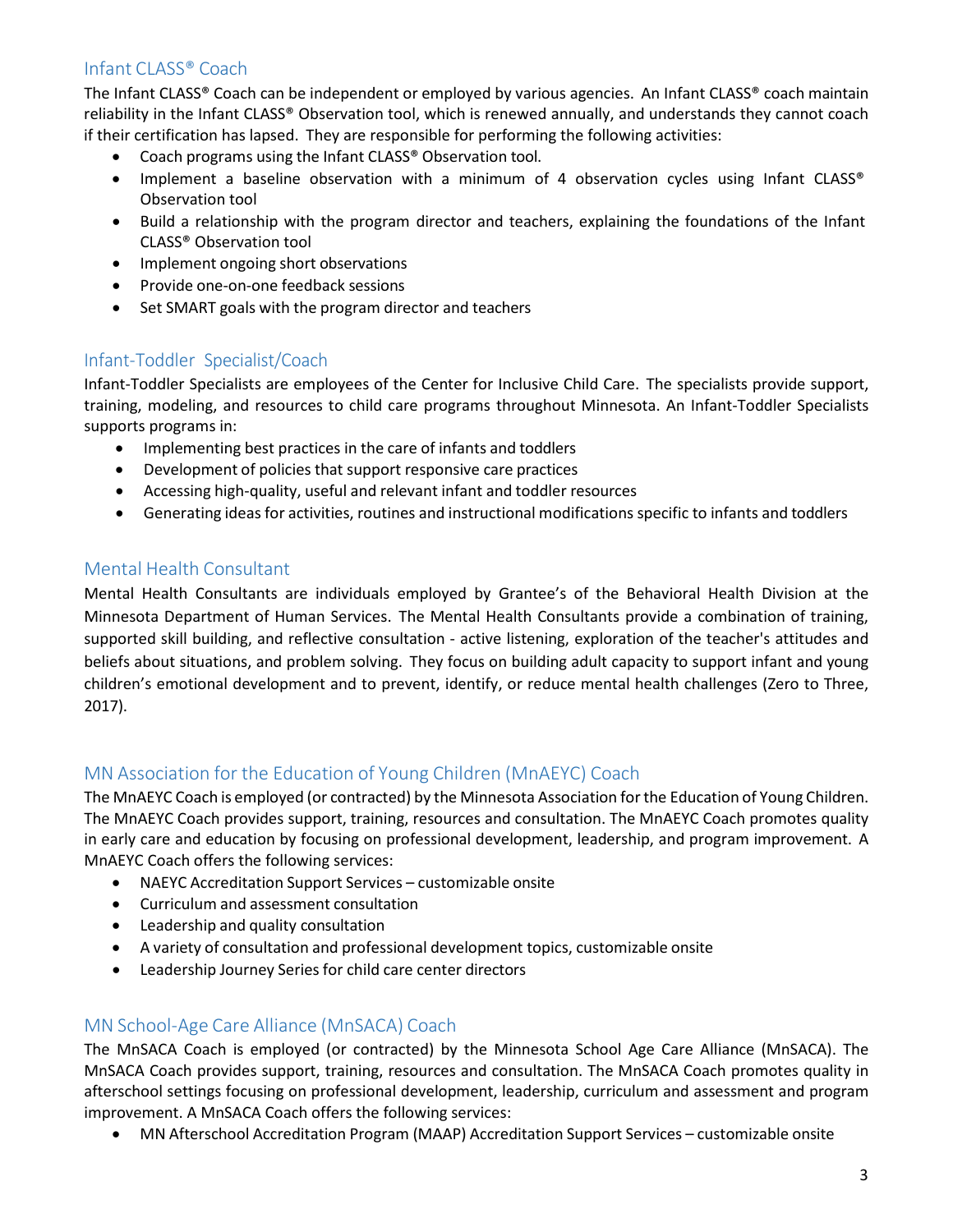## Infant CLASS® Coach

The Infant CLASS® Coach can be independent or employed by various agencies. An Infant CLASS® coach maintain reliability in the Infant CLASS® Observation tool, which is renewed annually, and understands they cannot coach if their certification has lapsed. They are responsible for performing the following activities:

- Coach programs using the Infant CLASS® Observation tool.
- Implement a baseline observation with a minimum of 4 observation cycles using Infant CLASS® Observation tool
- Build a relationship with the program director and teachers, explaining the foundations of the Infant CLASS® Observation tool
- Implement ongoing short observations
- Provide one-on-one feedback sessions
- Set SMART goals with the program director and teachers

## Infant-Toddler Specialist/Coach

Infant-Toddler Specialists are employees of the Center for Inclusive Child Care. The specialists provide support, training, modeling, and resources to child care programs throughout Minnesota. An Infant-Toddler Specialists supports programs in:

- Implementing best practices in the care of infants and toddlers
- Development of policies that support responsive care practices
- Accessing high-quality, useful and relevant infant and toddler resources
- Generating ideas for activities, routines and instructional modifications specific to infants and toddlers

## Mental Health Consultant

Mental Health Consultants are individuals employed by Grantee's of the Behavioral Health Division at the Minnesota Department of Human Services. The Mental Health Consultants provide a combination of training, supported skill building, and reflective consultation - active listening, exploration of the teacher's attitudes and beliefs about situations, and problem solving. They focus on building adult capacity to support infant and young children's emotional development and to prevent, identify, or reduce mental health challenges (Zero to Three, 2017).

## MN Association for the Education of Young Children (MnAEYC) Coach

The MnAEYC Coach is employed (or contracted) by the Minnesota Association for the Education of Young Children. The MnAEYC Coach provides support, training, resources and consultation. The MnAEYC Coach promotes quality in early care and education by focusing on professional development, leadership, and program improvement. A MnAEYC Coach offers the following services:

- NAEYC Accreditation Support Services – customizable onsite
- Curriculum and assessment consultation
- Leadership and quality consultation
- A variety of consultation and professional development topics, customizable onsite
- Leadership Journey Series for child care center directors

## MN School-Age Care Alliance (MnSACA) Coach

The MnSACA Coach is employed (or contracted) by the Minnesota School Age Care Alliance (MnSACA). The MnSACA Coach provides support, training, resources and consultation. The MnSACA Coach promotes quality in afterschool settings focusing on professional development, leadership, curriculum and assessment and program improvement. A MnSACA Coach offers the following services:

- MN Afterschool Accreditation Program (MAAP) Accreditation Support Services – customizable onsite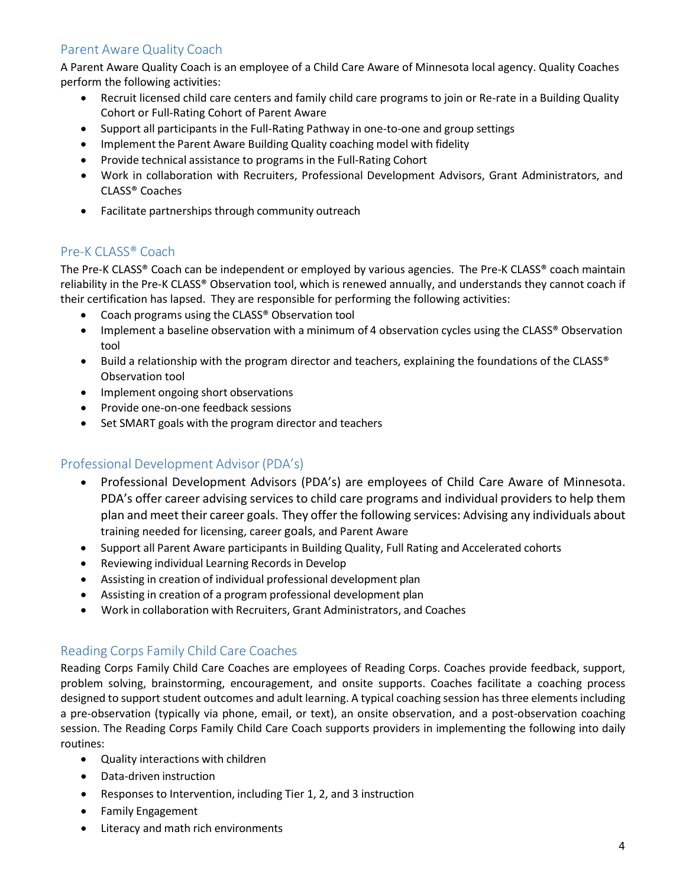## Parent Aware Quality Coach

A Parent Aware Quality Coach is an employee of a Child Care Aware of Minnesota local agency. Quality Coaches perform the following activities:

- Recruit licensed child care centers and family child care programs to join or Re-rate in a Building Quality Cohort or Full-Rating Cohort of Parent Aware
- Support all participants in the Full-Rating Pathway in one-to-one and group settings
- Implement the Parent Aware Building Quality coaching model with fidelity
- Provide technical assistance to programs in the Full-Rating Cohort
- Work in collaboration with Recruiters, Professional Development Advisors, Grant Administrators, and CLASS® Coaches
- Facilitate partnerships through community outreach

## Pre-K CLASS® Coach

The Pre-K CLASS® Coach can be independent or employed by various agencies. The Pre-K CLASS® coach maintain reliability in the Pre-K CLASS® Observation tool, which is renewed annually, and understands they cannot coach if their certification has lapsed. They are responsible for performing the following activities:

- Coach programs using the CLASS® Observation tool
- Implement a baseline observation with a minimum of 4 observation cycles using the CLASS® Observation tool
- Build a relationship with the program director and teachers, explaining the foundations of the CLASS® Observation tool
- Implement ongoing short observations
- Provide one-on-one feedback sessions
- Set SMART goals with the program director and teachers

## Professional Development Advisor (PDA's)

- Professional Development Advisors (PDA's) are employees of Child Care Aware of Minnesota. PDA's offer career advising services to child care programs and individual providers to help them plan and meet their career goals. They offer the following services: Advising any individuals about training needed for licensing, career goals, and Parent Aware
- Support all Parent Aware participants in Building Quality, Full Rating and Accelerated cohorts
- Reviewing individual Learning Records in Develop
- Assisting in creation of individual professional development plan
- Assisting in creation of a program professional development plan
- Work in collaboration with Recruiters, Grant Administrators, and Coaches

## Reading Corps Family Child Care Coaches

Reading Corps Family Child Care Coaches are employees of Reading Corps. Coaches provide feedback, support, problem solving, brainstorming, encouragement, and onsite supports. Coaches facilitate a coaching process designed to support student outcomes and adult learning. A typical coaching session has three elements including a pre-observation (typically via phone, email, or text), an onsite observation, and a post-observation coaching session. The Reading Corps Family Child Care Coach supports providers in implementing the following into daily routines:

- Quality interactions with children
- Data-driven instruction
- Responses to Intervention, including Tier 1, 2, and 3 instruction
- Family Engagement
- Literacy and math rich environments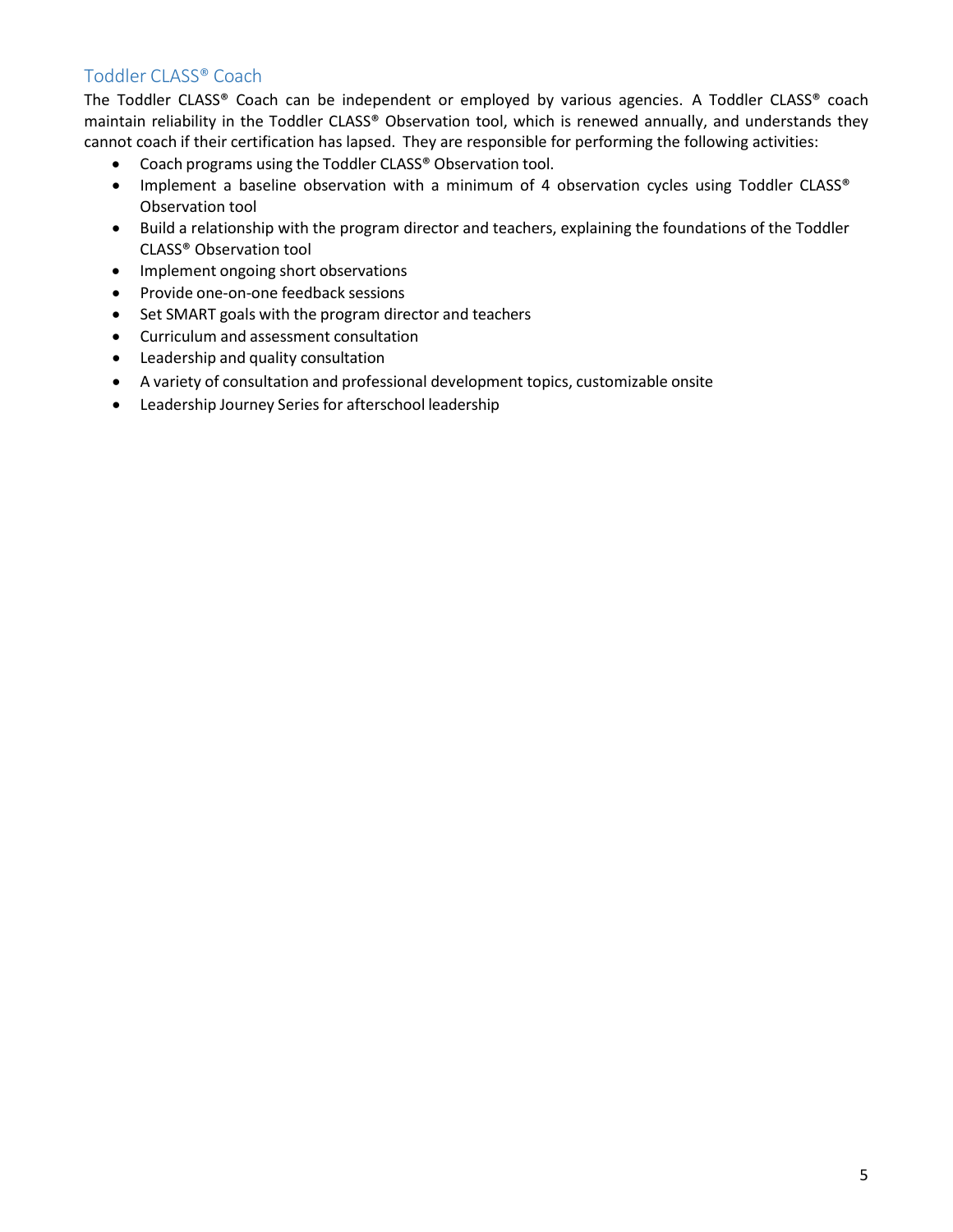## Toddler CLASS® Coach

The Toddler CLASS® Coach can be independent or employed by various agencies. A Toddler CLASS® coach maintain reliability in the Toddler CLASS® Observation tool, which is renewed annually, and understands they cannot coach if their certification has lapsed. They are responsible for performing the following activities:

- Coach programs using the Toddler CLASS® Observation tool.
- Implement a baseline observation with a minimum of 4 observation cycles using Toddler CLASS® Observation tool
- Build a relationship with the program director and teachers, explaining the foundations of the Toddler CLASS® Observation tool
- Implement ongoing short observations
- Provide one-on-one feedback sessions
- Set SMART goals with the program director and teachers
- Curriculum and assessment consultation
- Leadership and quality consultation
- A variety of consultation and professional development topics, customizable onsite
- Leadership Journey Series for afterschool leadership